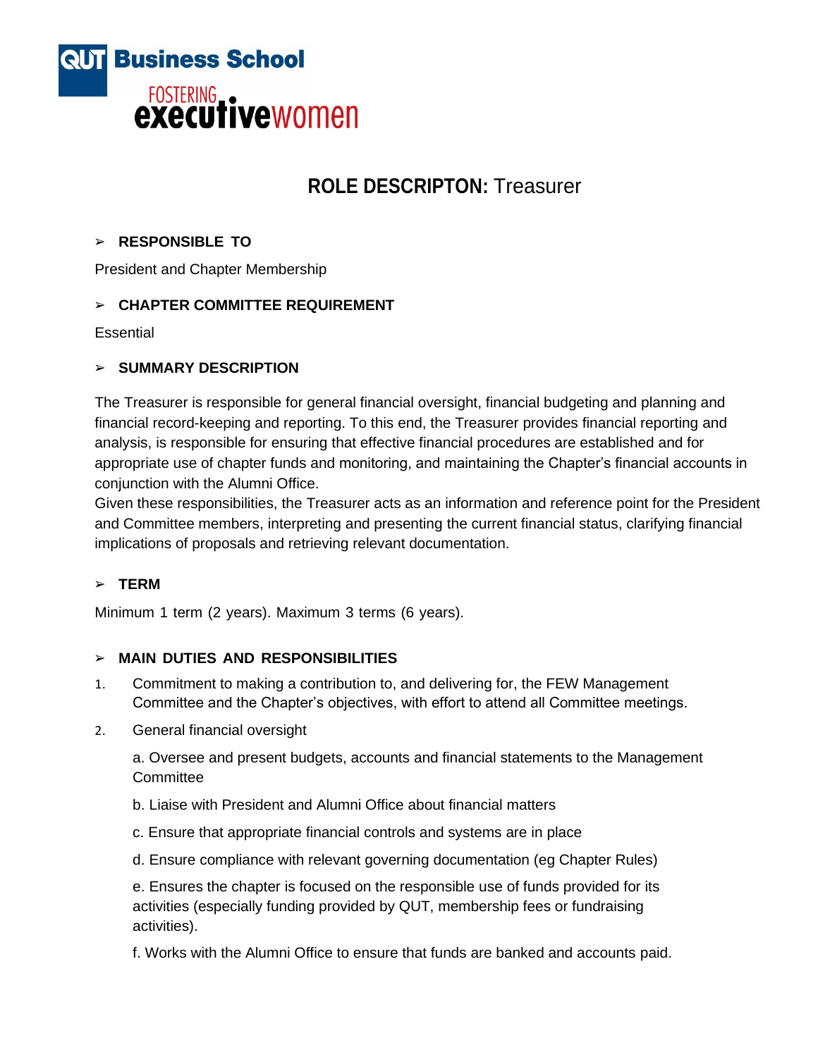QUT Business School

FOSTERING **executive**women

# ROLE DESCRIPTON: Treasurer

## RESPONSIBLE TO

President and Chapter Membership

## CHAPTER COMMITTEE REQUIREMENT

Essential

## SUMMARY DESCRIPTION

The Treasurer is responsible for general financial oversight, financial budgeting and planning and financial record-keeping and reporting. To this end, the Treasurer provides financial reporting and analysis, is responsible for ensuring that effective financial procedures are established and for appropriate use of chapter funds and monitoring, and maintaining the Chapter's financial accounts in conjunction with the Alumni Office.

Given these responsibilities, the Treasurer acts as an information and reference point for the President and Committee members, interpreting and presenting the current financial status, clarifying financial implications of proposals and retrieving relevant documentation.

## TERM

Minimum 1 term (2 years). Maximum 3 terms (6 years).

## MAIN DUTIES AND RESPONSIBILITIES

1. Commitment to making a contribution to, and delivering for, the FEW Management Committee and the Chapter's objectives, with effort to attend all Committee meetings.
2. General financial oversight

   a. Oversee and present budgets, accounts and financial statements to the Management Committee

   b. Liaise with President and Alumni Office about financial matters

   c. Ensure that appropriate financial controls and systems are in place

   d. Ensure compliance with relevant governing documentation (eg Chapter Rules)

   e. Ensures the chapter is focused on the responsible use of funds provided for its activities (especially funding provided by QUT, membership fees or fundraising activities).

   f. Works with the Alumni Office to ensure that funds are banked and accounts paid.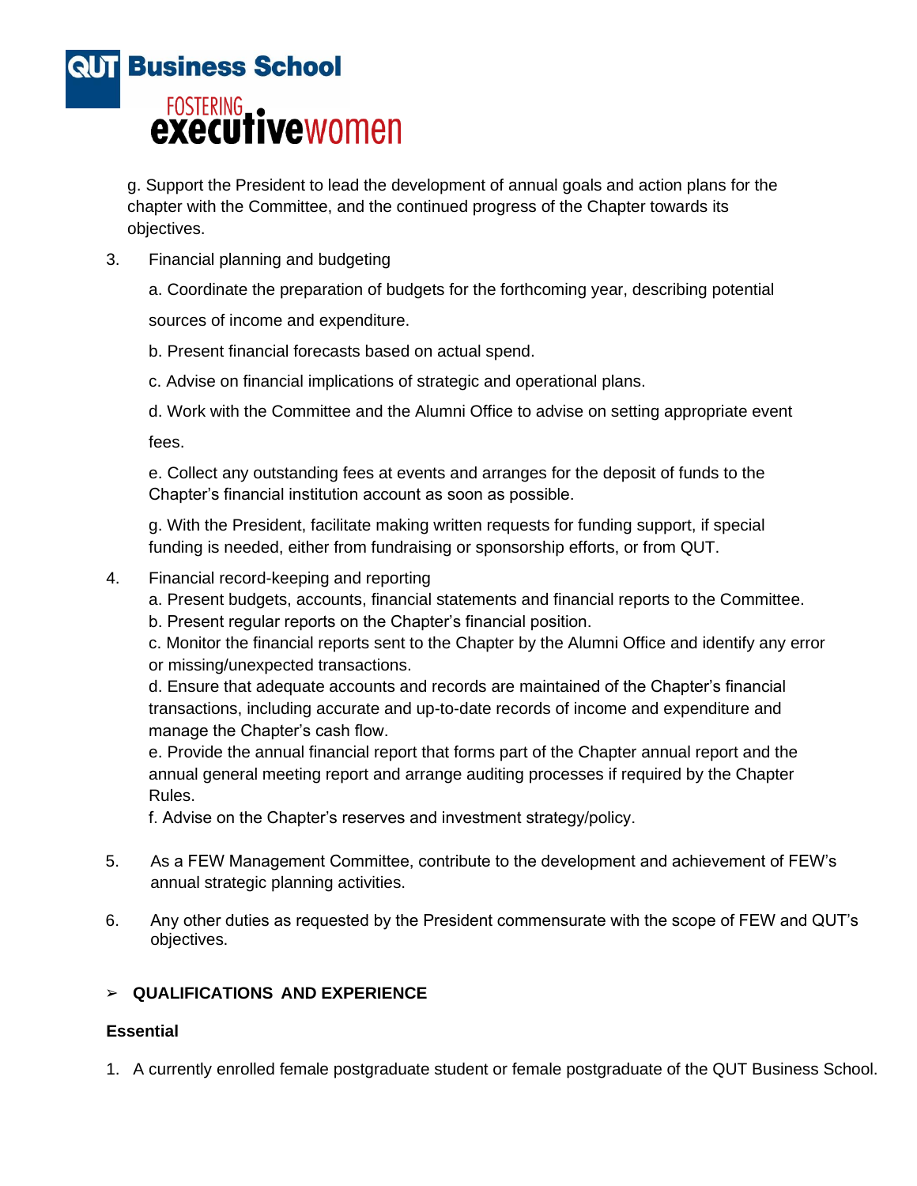g. Support the President to lead the development of annual goals and action plans for the chapter with the Committee, and the continued progress of the Chapter towards its objectives.

3. Financial planning and budgeting

   a. Coordinate the preparation of budgets for the forthcoming year, describing potential sources of income and expenditure.

   b. Present financial forecasts based on actual spend.

   c. Advise on financial implications of strategic and operational plans.

   d. Work with the Committee and the Alumni Office to advise on setting appropriate event fees.

   e. Collect any outstanding fees at events and arranges for the deposit of funds to the Chapter's financial institution account as soon as possible.

   g. With the President, facilitate making written requests for funding support, if special funding is needed, either from fundraising or sponsorship efforts, or from QUT.

4. Financial record-keeping and reporting

   a. Present budgets, accounts, financial statements and financial reports to the Committee.
   b. Present regular reports on the Chapter's financial position.
   c. Monitor the financial reports sent to the Chapter by the Alumni Office and identify any error or missing/unexpected transactions.
   d. Ensure that adequate accounts and records are maintained of the Chapter's financial transactions, including accurate and up-to-date records of income and expenditure and manage the Chapter's cash flow.
   e. Provide the annual financial report that forms part of the Chapter annual report and the annual general meeting report and arrange auditing processes if required by the Chapter Rules.
   f. Advise on the Chapter's reserves and investment strategy/policy.

5. As a FEW Management Committee, contribute to the development and achievement of FEW's annual strategic planning activities.

6. Any other duties as requested by the President commensurate with the scope of FEW and QUT's objectives.

## ➢ QUALIFICATIONS AND EXPERIENCE

**Essential**

1. A currently enrolled female postgraduate student or female postgraduate of the QUT Business School.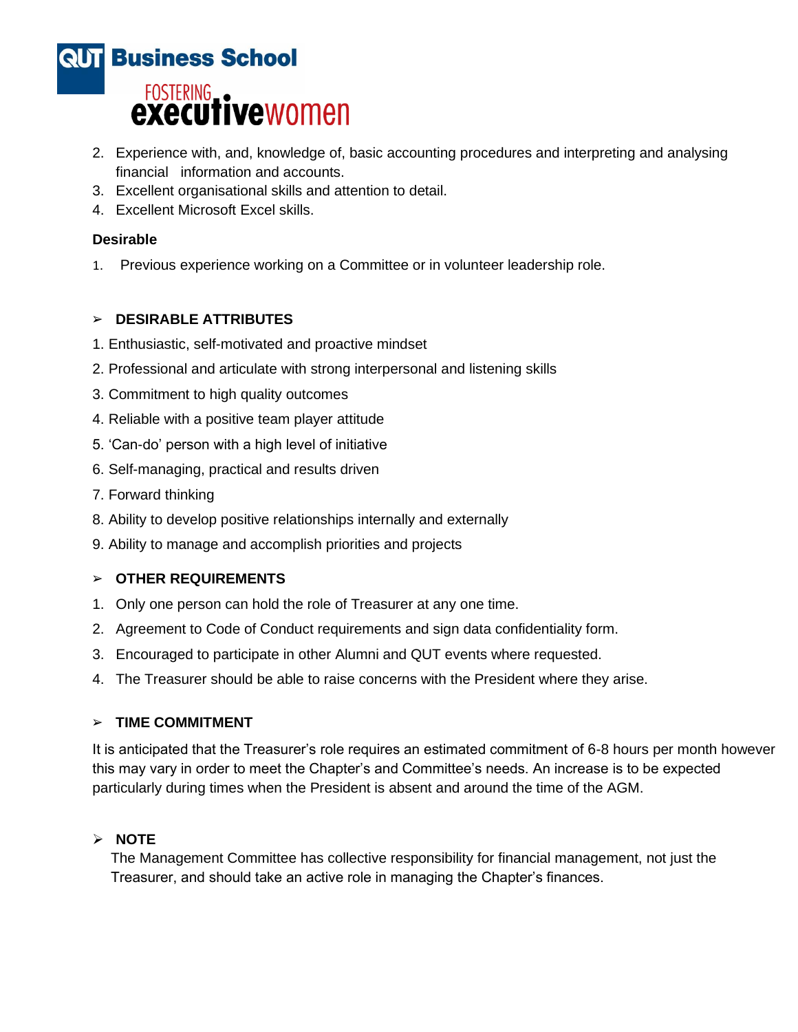2. Experience with, and, knowledge of, basic accounting procedures and interpreting and analysing financial information and accounts.
3. Excellent organisational skills and attention to detail.
4. Excellent Microsoft Excel skills.

**Desirable**

1. Previous experience working on a Committee or in volunteer leadership role.

## ➢ DESIRABLE ATTRIBUTES

1. Enthusiastic, self-motivated and proactive mindset
2. Professional and articulate with strong interpersonal and listening skills
3. Commitment to high quality outcomes
4. Reliable with a positive team player attitude
5. 'Can-do' person with a high level of initiative
6. Self-managing, practical and results driven
7. Forward thinking
8. Ability to develop positive relationships internally and externally
9. Ability to manage and accomplish priorities and projects

## ➢ OTHER REQUIREMENTS

1. Only one person can hold the role of Treasurer at any one time.
2. Agreement to Code of Conduct requirements and sign data confidentiality form.
3. Encouraged to participate in other Alumni and QUT events where requested.
4. The Treasurer should be able to raise concerns with the President where they arise.

## ➢ TIME COMMITMENT

It is anticipated that the Treasurer's role requires an estimated commitment of 6-8 hours per month however this may vary in order to meet the Chapter's and Committee's needs. An increase is to be expected particularly during times when the President is absent and around the time of the AGM.

## ➢ NOTE

The Management Committee has collective responsibility for financial management, not just the Treasurer, and should take an active role in managing the Chapter's finances.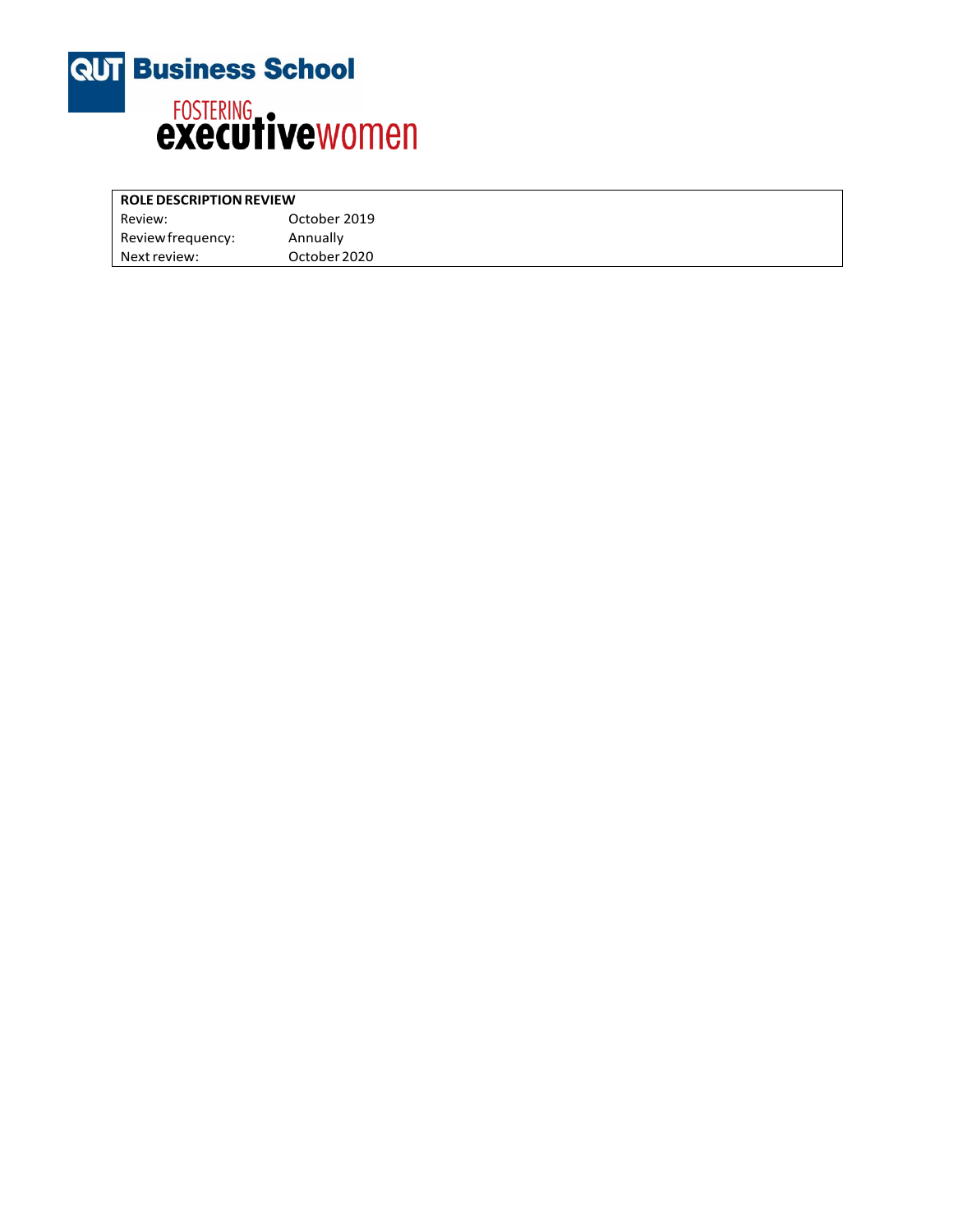QUT Business School

FOSTERING executivewomen

| ROLE DESCRIPTION REVIEW | |
|---|---|
| Review: | October 2019 |
| Review frequency: | Annually |
| Next review: | October 2020 |